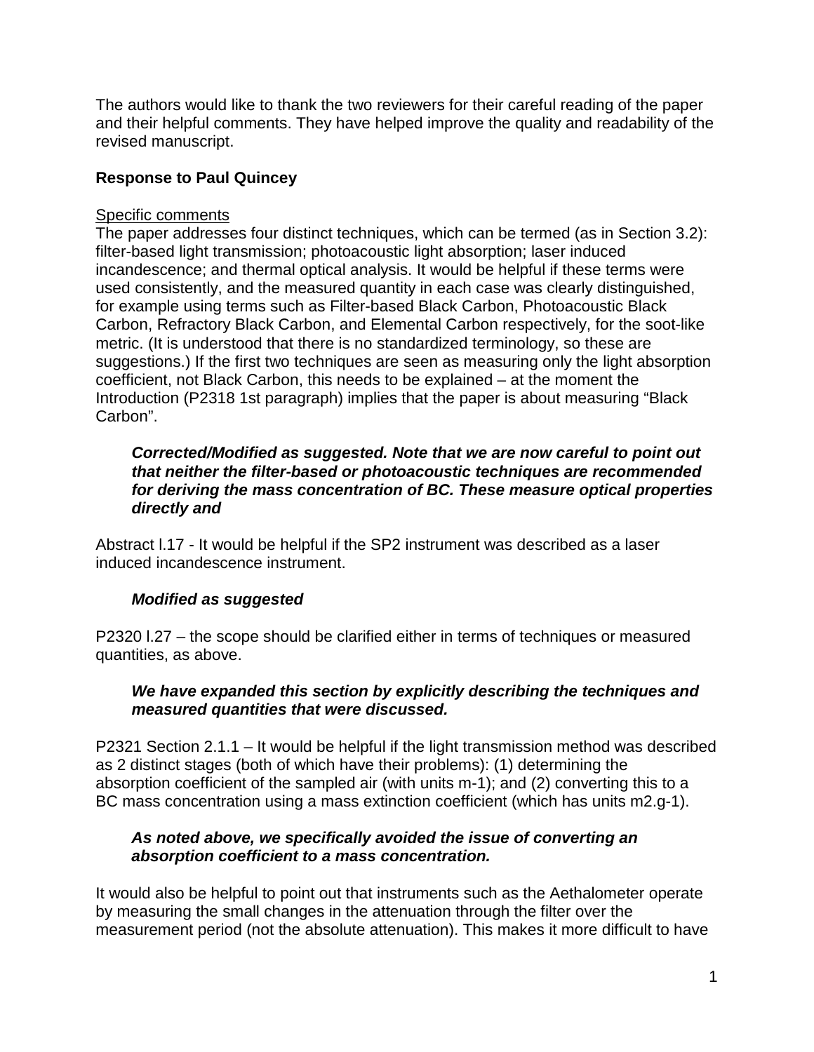The authors would like to thank the two reviewers for their careful reading of the paper and their helpful comments. They have helped improve the quality and readability of the revised manuscript.

**Response to Paul Quincey**

Specific comments

The paper addresses four distinct techniques, which can be termed (as in Section 3.2): filter-based light transmission; photoacoustic light absorption; laser induced incandescence; and thermal optical analysis. It would be helpful if these terms were used consistently, and the measured quantity in each case was clearly distinguished, for example using terms such as Filter-based Black Carbon, Photoacoustic Black Carbon, Refractory Black Carbon, and Elemental Carbon respectively, for the soot-like metric. (It is understood that there is no standardized terminology, so these are suggestions.) If the first two techniques are seen as measuring only the light absorption coefficient, not Black Carbon, this needs to be explained – at the moment the Introduction (P2318 1st paragraph) implies that the paper is about measuring "Black Carbon".

> ***Corrected/Modified as suggested. Note that we are now careful to point out that neither the filter-based or photoacoustic techniques are recommended for deriving the mass concentration of BC. These measure optical properties directly and***

Abstract l.17 - It would be helpful if the SP2 instrument was described as a laser induced incandescence instrument.

> ***Modified as suggested***

P2320 l.27 – the scope should be clarified either in terms of techniques or measured quantities, as above.

> ***We have expanded this section by explicitly describing the techniques and measured quantities that were discussed.***

P2321 Section 2.1.1 – It would be helpful if the light transmission method was described as 2 distinct stages (both of which have their problems): (1) determining the absorption coefficient of the sampled air (with units m-1); and (2) converting this to a BC mass concentration using a mass extinction coefficient (which has units m2.g-1).

> ***As noted above, we specifically avoided the issue of converting an absorption coefficient to a mass concentration.***

It would also be helpful to point out that instruments such as the Aethalometer operate by measuring the small changes in the attenuation through the filter over the measurement period (not the absolute attenuation). This makes it more difficult to have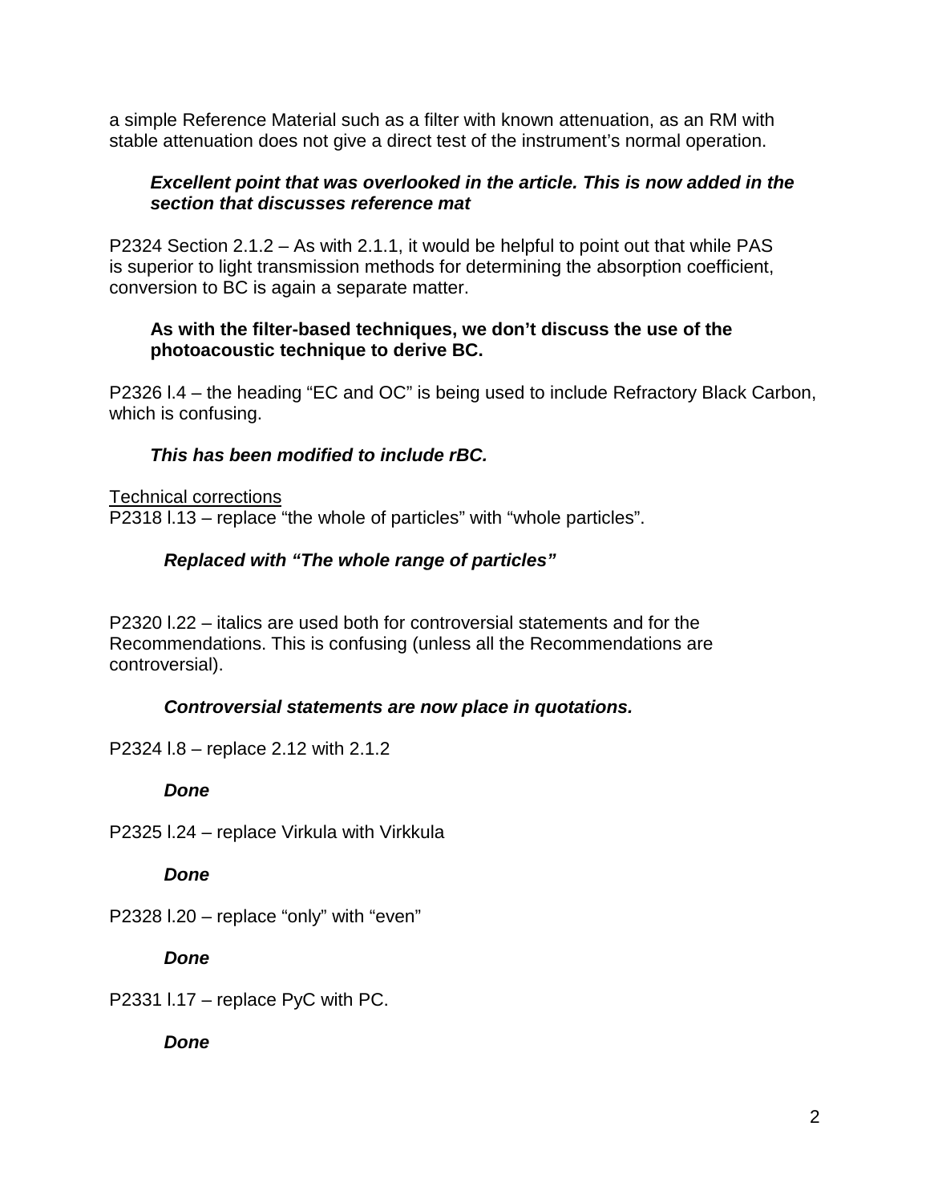a simple Reference Material such as a filter with known attenuation, as an RM with stable attenuation does not give a direct test of the instrument's normal operation.

> ***Excellent point that was overlooked in the article. This is now added in the section that discusses reference mat***

P2324 Section 2.1.2 – As with 2.1.1, it would be helpful to point out that while PAS is superior to light transmission methods for determining the absorption coefficient, conversion to BC is again a separate matter.

> **As with the filter-based techniques, we don't discuss the use of the photoacoustic technique to derive BC.**

P2326 l.4 – the heading "EC and OC" is being used to include Refractory Black Carbon, which is confusing.

> ***This has been modified to include rBC.***

<u>Technical corrections</u>
P2318 l.13 – replace "the whole of particles" with "whole particles".

> ***Replaced with "The whole range of particles"***

P2320 l.22 – italics are used both for controversial statements and for the Recommendations. This is confusing (unless all the Recommendations are controversial).

> ***Controversial statements are now place in quotations.***

P2324 l.8 – replace 2.12 with 2.1.2

> ***Done***

P2325 l.24 – replace Virkula with Virkkula

> ***Done***

P2328 l.20 – replace "only" with "even"

> ***Done***

P2331 l.17 – replace PyC with PC.

> ***Done***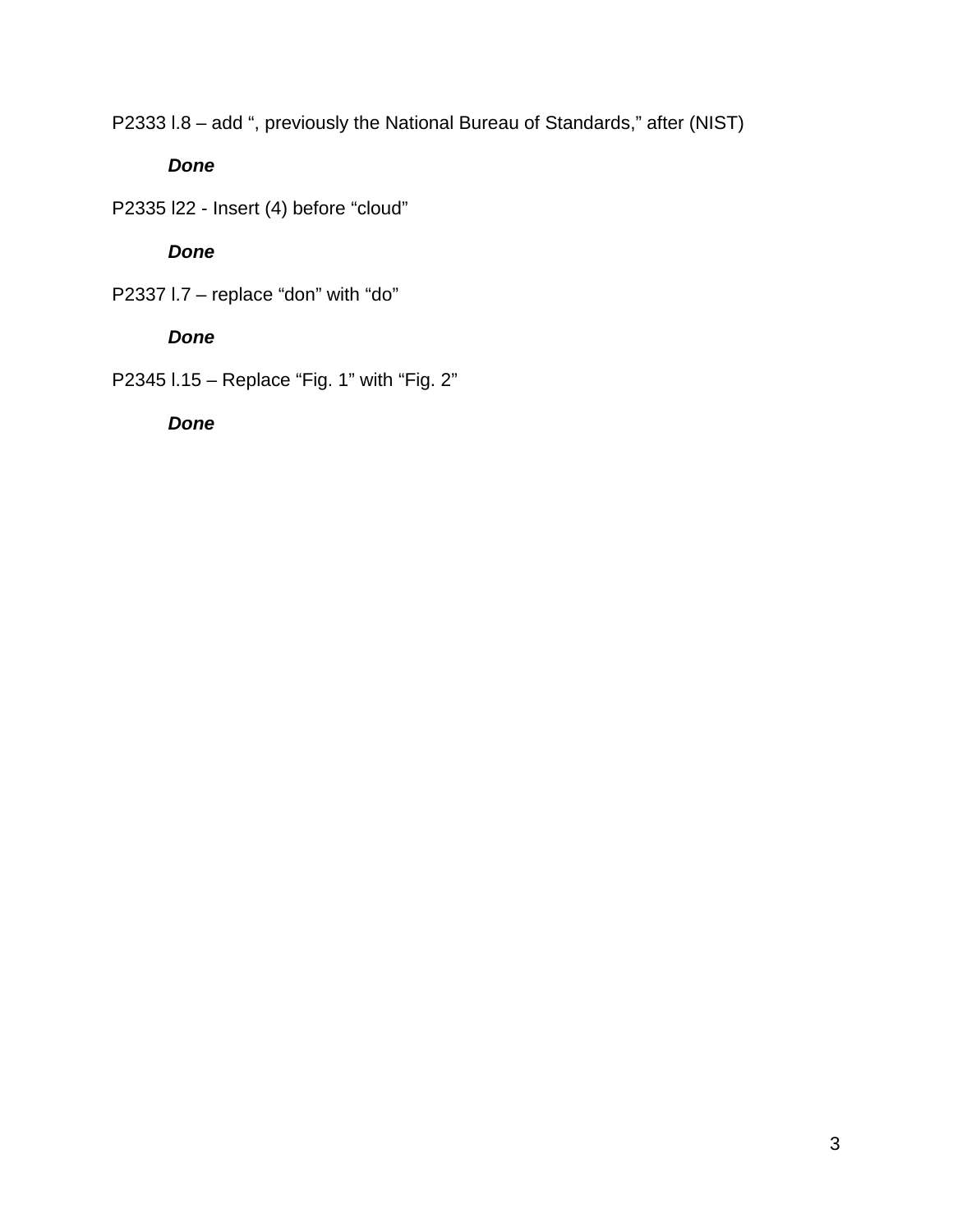P2333 l.8 – add ", previously the National Bureau of Standards," after (NIST)

> ***Done***

P2335 l22 - Insert (4) before "cloud"

> ***Done***

P2337 l.7 – replace "don" with "do"

> ***Done***

P2345 l.15 – Replace "Fig. 1" with "Fig. 2"

> ***Done***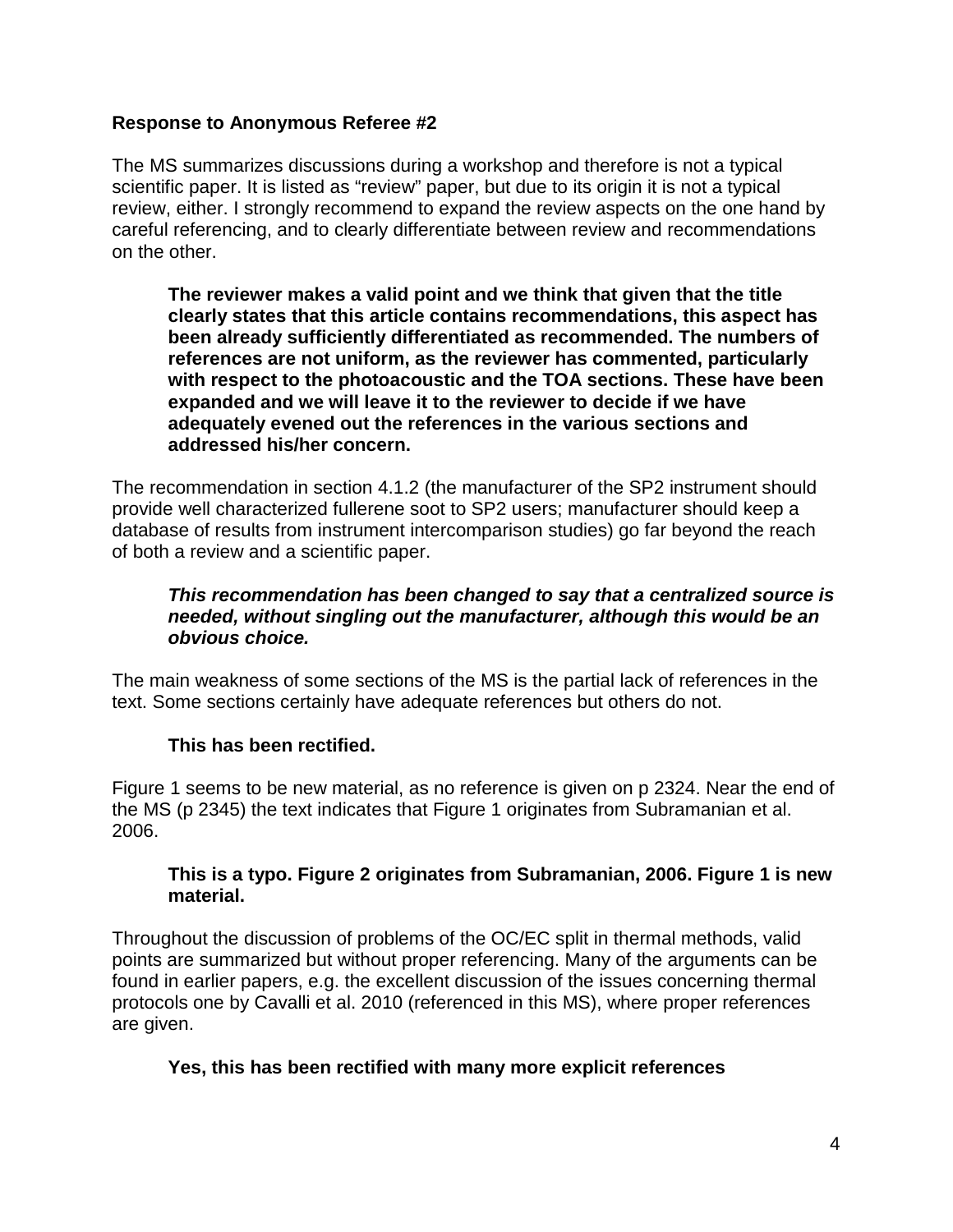**Response to Anonymous Referee #2**

The MS summarizes discussions during a workshop and therefore is not a typical scientific paper. It is listed as "review" paper, but due to its origin it is not a typical review, either. I strongly recommend to expand the review aspects on the one hand by careful referencing, and to clearly differentiate between review and recommendations on the other.

> **The reviewer makes a valid point and we think that given that the title clearly states that this article contains recommendations, this aspect has been already sufficiently differentiated as recommended. The numbers of references are not uniform, as the reviewer has commented, particularly with respect to the photoacoustic and the TOA sections. These have been expanded and we will leave it to the reviewer to decide if we have adequately evened out the references in the various sections and addressed his/her concern.**

The recommendation in section 4.1.2 (the manufacturer of the SP2 instrument should provide well characterized fullerene soot to SP2 users; manufacturer should keep a database of results from instrument intercomparison studies) go far beyond the reach of both a review and a scientific paper.

> ***This recommendation has been changed to say that a centralized source is needed, without singling out the manufacturer, although this would be an obvious choice.***

The main weakness of some sections of the MS is the partial lack of references in the text. Some sections certainly have adequate references but others do not.

> **This has been rectified.**

Figure 1 seems to be new material, as no reference is given on p 2324. Near the end of the MS (p 2345) the text indicates that Figure 1 originates from Subramanian et al. 2006.

> **This is a typo. Figure 2 originates from Subramanian, 2006. Figure 1 is new material.**

Throughout the discussion of problems of the OC/EC split in thermal methods, valid points are summarized but without proper referencing. Many of the arguments can be found in earlier papers, e.g. the excellent discussion of the issues concerning thermal protocols one by Cavalli et al. 2010 (referenced in this MS), where proper references are given.

> **Yes, this has been rectified with many more explicit references**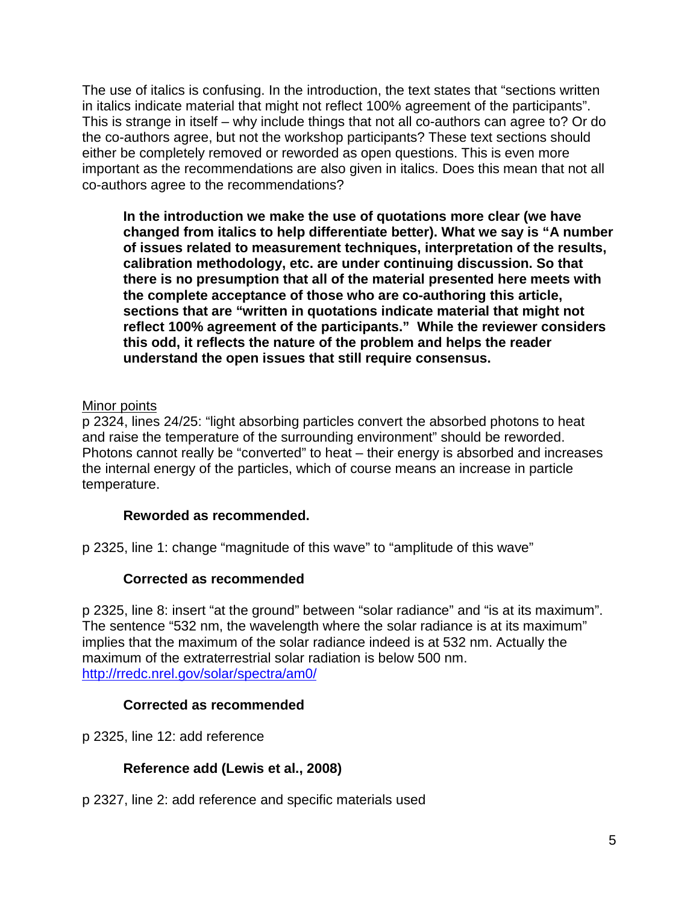The use of italics is confusing. In the introduction, the text states that "sections written in italics indicate material that might not reflect 100% agreement of the participants". This is strange in itself – why include things that not all co-authors can agree to? Or do the co-authors agree, but not the workshop participants? These text sections should either be completely removed or reworded as open questions. This is even more important as the recommendations are also given in italics. Does this mean that not all co-authors agree to the recommendations?

> **In the introduction we make the use of quotations more clear (we have changed from italics to help differentiate better). What we say is "A number of issues related to measurement techniques, interpretation of the results, calibration methodology, etc. are under continuing discussion. So that there is no presumption that all of the material presented here meets with the complete acceptance of those who are co-authoring this article, sections that are "written in quotations indicate material that might not reflect 100% agreement of the participants." While the reviewer considers this odd, it reflects the nature of the problem and helps the reader understand the open issues that still require consensus.**

Minor points

p 2324, lines 24/25: "light absorbing particles convert the absorbed photons to heat and raise the temperature of the surrounding environment" should be reworded. Photons cannot really be "converted" to heat – their energy is absorbed and increases the internal energy of the particles, which of course means an increase in particle temperature.

> **Reworded as recommended.**

p 2325, line 1: change "magnitude of this wave" to "amplitude of this wave"

> **Corrected as recommended**

p 2325, line 8: insert "at the ground" between "solar radiance" and "is at its maximum". The sentence "532 nm, the wavelength where the solar radiance is at its maximum" implies that the maximum of the solar radiance indeed is at 532 nm. Actually the maximum of the extraterrestrial solar radiation is below 500 nm. http://rredc.nrel.gov/solar/spectra/am0/

> **Corrected as recommended**

p 2325, line 12: add reference

> **Reference add (Lewis et al., 2008)**

p 2327, line 2: add reference and specific materials used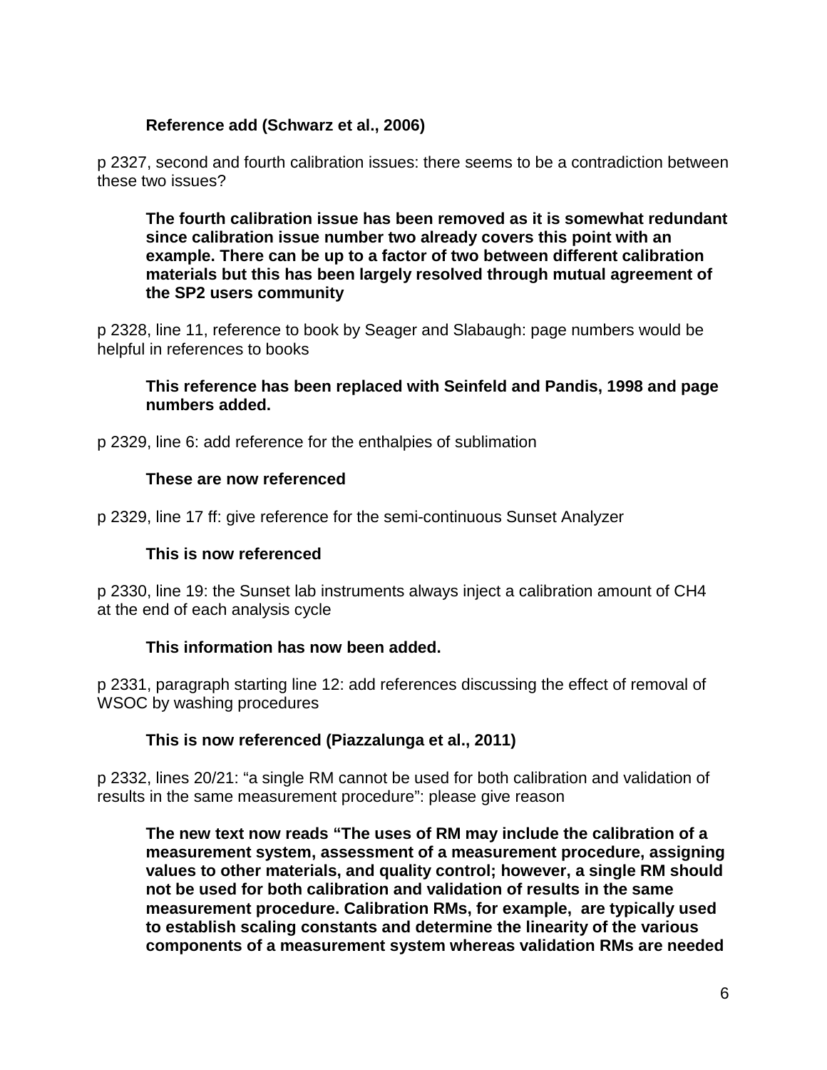**Reference add (Schwarz et al., 2006)**

p 2327, second and fourth calibration issues: there seems to be a contradiction between these two issues?

**The fourth calibration issue has been removed as it is somewhat redundant since calibration issue number two already covers this point with an example. There can be up to a factor of two between different calibration materials but this has been largely resolved through mutual agreement of the SP2 users community**

p 2328, line 11, reference to book by Seager and Slabaugh: page numbers would be helpful in references to books

**This reference has been replaced with Seinfeld and Pandis, 1998 and page numbers added.**

p 2329, line 6: add reference for the enthalpies of sublimation

**These are now referenced**

p 2329, line 17 ff: give reference for the semi-continuous Sunset Analyzer

**This is now referenced**

p 2330, line 19: the Sunset lab instruments always inject a calibration amount of $CH_4$ at the end of each analysis cycle

**This information has now been added.**

p 2331, paragraph starting line 12: add references discussing the effect of removal of WSOC by washing procedures

**This is now referenced (Piazzalunga et al., 2011)**

p 2332, lines 20/21: "a single RM cannot be used for both calibration and validation of results in the same measurement procedure": please give reason

**The new text now reads "The uses of RM may include the calibration of a measurement system, assessment of a measurement procedure, assigning values to other materials, and quality control; however, a single RM should not be used for both calibration and validation of results in the same measurement procedure. Calibration RMs, for example, are typically used to establish scaling constants and determine the linearity of the various components of a measurement system whereas validation RMs are needed**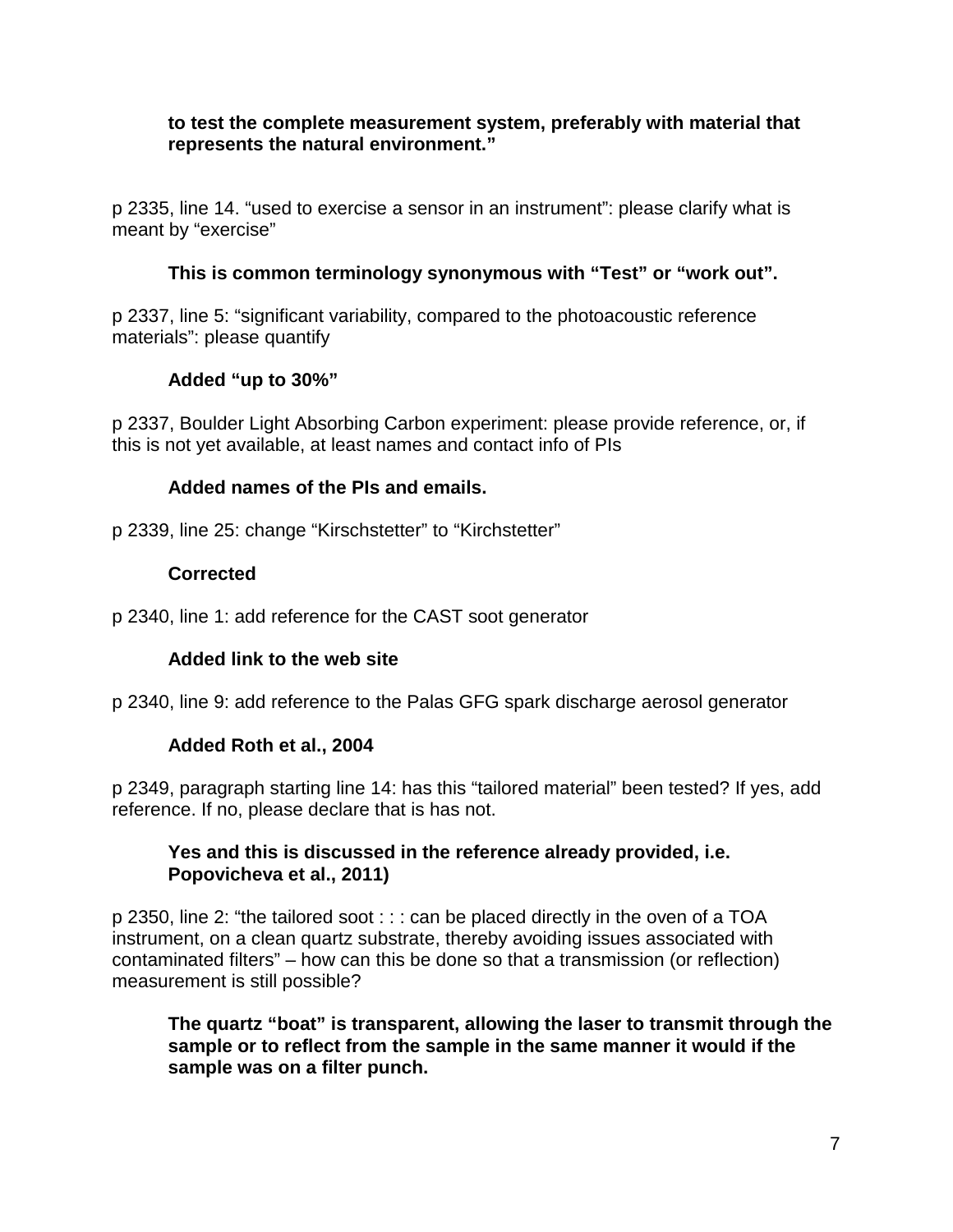**to test the complete measurement system, preferably with material that represents the natural environment."**

p 2335, line 14. "used to exercise a sensor in an instrument": please clarify what is meant by "exercise"

**This is common terminology synonymous with "Test" or "work out".**

p 2337, line 5: "significant variability, compared to the photoacoustic reference materials": please quantify

**Added "up to 30%"**

p 2337, Boulder Light Absorbing Carbon experiment: please provide reference, or, if this is not yet available, at least names and contact info of PIs

**Added names of the PIs and emails.**

p 2339, line 25: change "Kirschstetter" to "Kirchstetter"

**Corrected**

p 2340, line 1: add reference for the CAST soot generator

**Added link to the web site**

p 2340, line 9: add reference to the Palas GFG spark discharge aerosol generator

**Added Roth et al., 2004**

p 2349, paragraph starting line 14: has this "tailored material" been tested? If yes, add reference. If no, please declare that is has not.

**Yes and this is discussed in the reference already provided, i.e. Popovicheva et al., 2011)**

p 2350, line 2: "the tailored soot : : : can be placed directly in the oven of a TOA instrument, on a clean quartz substrate, thereby avoiding issues associated with contaminated filters" – how can this be done so that a transmission (or reflection) measurement is still possible?

**The quartz "boat" is transparent, allowing the laser to transmit through the sample or to reflect from the sample in the same manner it would if the sample was on a filter punch.**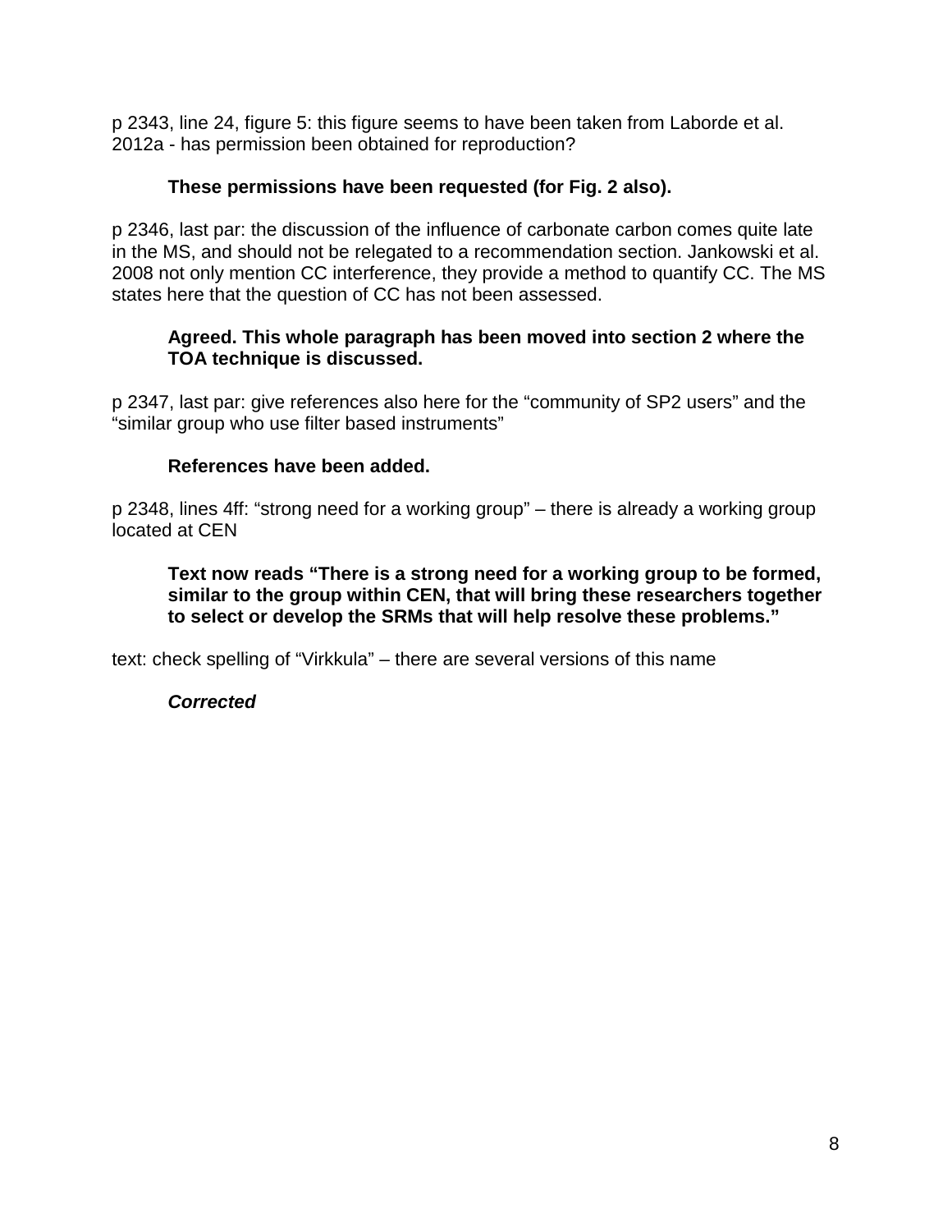p 2343, line 24, figure 5: this figure seems to have been taken from Laborde et al. 2012a - has permission been obtained for reproduction?

> **These permissions have been requested (for Fig. 2 also).**

p 2346, last par: the discussion of the influence of carbonate carbon comes quite late in the MS, and should not be relegated to a recommendation section. Jankowski et al. 2008 not only mention CC interference, they provide a method to quantify CC. The MS states here that the question of CC has not been assessed.

> **Agreed. This whole paragraph has been moved into section 2 where the TOA technique is discussed.**

p 2347, last par: give references also here for the "community of SP2 users" and the "similar group who use filter based instruments"

> **References have been added.**

p 2348, lines 4ff: "strong need for a working group" – there is already a working group located at CEN

> **Text now reads "There is a strong need for a working group to be formed, similar to the group within CEN, that will bring these researchers together to select or develop the SRMs that will help resolve these problems."**

text: check spelling of "Virkkula" – there are several versions of this name

> ***Corrected***